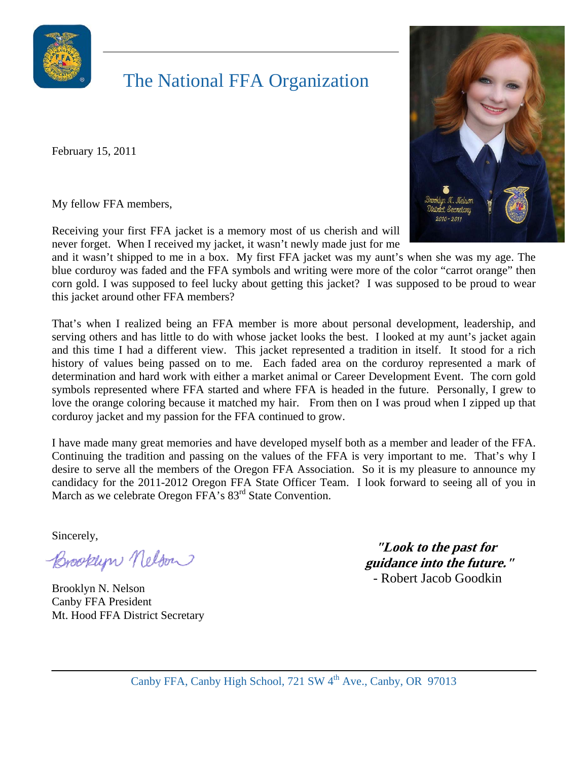# The National FFA Organization

February 15, 2011

My fellow FFA members,

Receiving your first FFA jacket is a memory most of us cherish and will never forget. When I received my jacket, it wasn't newly made just for me and it wasn't shipped to me in a box. My first FFA jacket was my aunt's when she was my age. The blue corduroy was faded and the FFA symbols and writing were more of the color "carrot orange" then corn gold. I was supposed to feel lucky about getting this jacket? I was supposed to be proud to wear this jacket around other FFA members?

That's when I realized being an FFA member is more about personal development, leadership, and serving others and has little to do with whose jacket looks the best. I looked at my aunt's jacket again and this time I had a different view. This jacket represented a tradition in itself. It stood for a rich history of values being passed on to me. Each faded area on the corduroy represented a mark of determination and hard work with either a market animal or Career Development Event. The corn gold symbols represented where FFA started and where FFA is headed in the future. Personally, I grew to love the orange coloring because it matched my hair. From then on I was proud when I zipped up that corduroy jacket and my passion for the FFA continued to grow.

I have made many great memories and have developed myself both as a member and leader of the FFA. Continuing the tradition and passing on the values of the FFA is very important to me. That's why I desire to serve all the members of the Oregon FFA Association. So it is my pleasure to announce my candidacy for the 2011-2012 Oregon FFA State Officer Team. I look forward to seeing all of you in March as we celebrate Oregon FFA's 83rd State Convention.

Sincerely,

Brooklyn Nelson

Brooklyn N. Nelson
Canby FFA President
Mt. Hood FFA District Secretary

***"Look to the past for guidance into the future."***
- Robert Jacob Goodkin

Canby FFA, Canby High School, 721 SW 4th Ave., Canby, OR 97013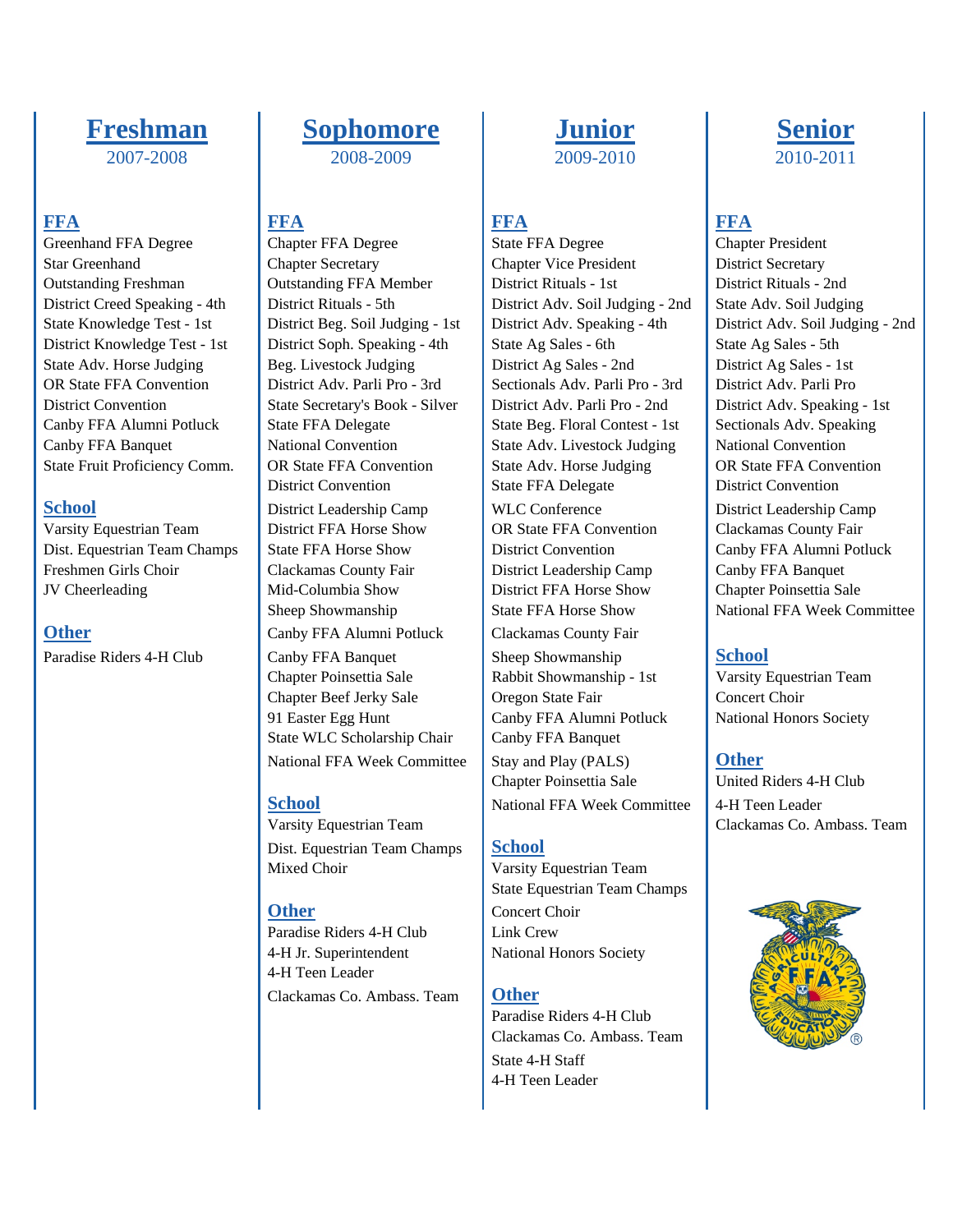## Freshman
2007-2008

### FFA
Greenhand FFA Degree
Star Greenhand
Outstanding Freshman
District Creed Speaking - 4th
State Knowledge Test - 1st
District Knowledge Test - 1st
State Adv. Horse Judging
OR State FFA Convention
District Convention
Canby FFA Alumni Potluck
Canby FFA Banquet
State Fruit Proficiency Comm.

### School
Varsity Equestrian Team
Dist. Equestrian Team Champs
Freshmen Girls Choir
JV Cheerleading

### Other
Paradise Riders 4-H Club

## Sophomore
2008-2009

### FFA
Chapter FFA Degree
Chapter Secretary
Outstanding FFA Member
District Rituals - 5th
District Beg. Soil Judging - 1st
District Soph. Speaking - 4th
Beg. Livestock Judging
District Adv. Parli Pro - 3rd
State Secretary's Book - Silver
State FFA Delegate
National Convention
OR State FFA Convention
District Convention
District Leadership Camp
District FFA Horse Show
State FFA Horse Show
Clackamas County Fair
Mid-Columbia Show
Sheep Showmanship
Canby FFA Alumni Potluck
Canby FFA Banquet
Chapter Poinsettia Sale
Chapter Beef Jerky Sale
91 Easter Egg Hunt
State WLC Scholarship Chair
National FFA Week Committee

### School
Varsity Equestrian Team
Dist. Equestrian Team Champs
Mixed Choir

### Other
Paradise Riders 4-H Club
4-H Jr. Superintendent
4-H Teen Leader
Clackamas Co. Ambass. Team

## Junior
2009-2010

### FFA
State FFA Degree
Chapter Vice President
District Rituals - 1st
District Adv. Soil Judging - 2nd
District Adv. Speaking - 4th
State Ag Sales - 6th
District Ag Sales - 2nd
Sectionals Adv. Parli Pro - 3rd
District Adv. Parli Pro - 2nd
State Beg. Floral Contest - 1st
State Adv. Livestock Judging
State Adv. Horse Judging
State FFA Delegate
WLC Conference
OR State FFA Convention
District Convention
District Leadership Camp
District FFA Horse Show
State FFA Horse Show
Clackamas County Fair
Sheep Showmanship
Rabbit Showmanship - 1st
Oregon State Fair
Canby FFA Alumni Potluck
Canby FFA Banquet
Stay and Play (PALS)
Chapter Poinsettia Sale
National FFA Week Committee

### School
Varsity Equestrian Team
State Equestrian Team Champs
Concert Choir
Link Crew
National Honors Society

### Other
Paradise Riders 4-H Club
Clackamas Co. Ambass. Team
State 4-H Staff
4-H Teen Leader

## Senior
2010-2011

### FFA
Chapter President
District Secretary
District Rituals - 2nd
State Adv. Soil Judging
District Adv. Soil Judging - 2nd
State Ag Sales - 5th
District Ag Sales - 1st
District Adv. Parli Pro
District Adv. Speaking - 1st
Sectionals Adv. Speaking
National Convention
OR State FFA Convention
District Convention
District Leadership Camp
Clackamas County Fair
Canby FFA Alumni Potluck
Canby FFA Banquet
Chapter Poinsettia Sale
National FFA Week Committee

### School
Varsity Equestrian Team
Concert Choir
National Honors Society

### Other
United Riders 4-H Club
4-H Teen Leader
Clackamas Co. Ambass. Team